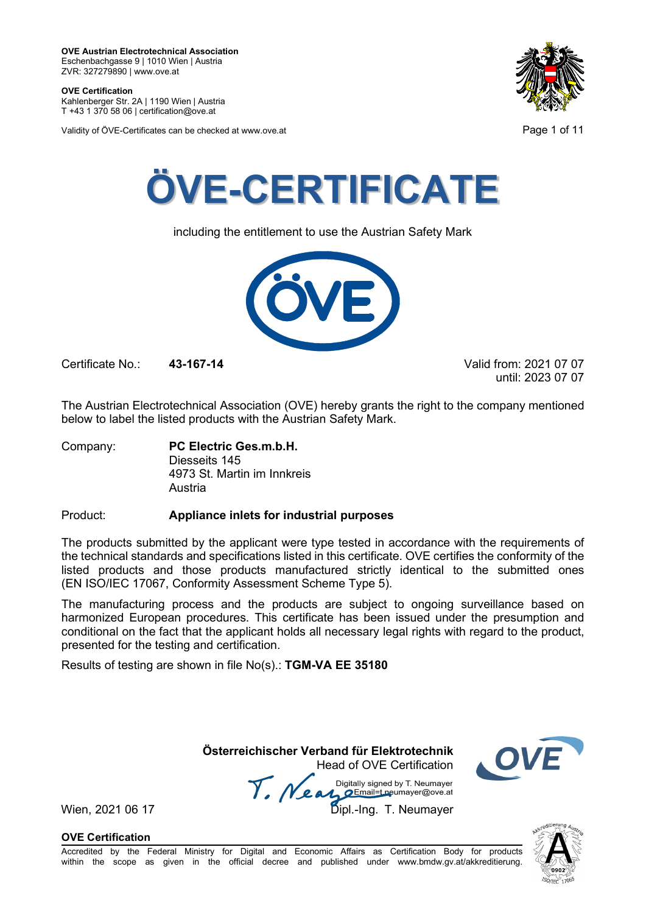**OVE Austrian Electrotechnical Association**
Eschenbachgasse 9 | 1010 Wien | Austria
ZVR: 327279890 | www.ove.at

**OVE Certification**
Kahlenberger Str. 2A | 1190 Wien | Austria
T +43 1 370 58 06 | certification@ove.at

Validity of ÖVE-Certificates can be checked at www.ove.at

# ÖVE-CERTIFICATE

including the entitlement to use the Austrian Safety Mark

Certificate No.: **43-167-14**

Valid from: 2021 07 07
until: 2023 07 07

The Austrian Electrotechnical Association (OVE) hereby grants the right to the company mentioned below to label the listed products with the Austrian Safety Mark.

Company: **PC Electric Ges.m.b.H.**
Diesseits 145
4973 St. Martin im Innkreis
Austria

Product: **Appliance inlets for industrial purposes**

The products submitted by the applicant were type tested in accordance with the requirements of the technical standards and specifications listed in this certificate. OVE certifies the conformity of the listed products and those products manufactured strictly identical to the submitted ones (EN ISO/IEC 17067, Conformity Assessment Scheme Type 5).

The manufacturing process and the products are subject to ongoing surveillance based on harmonized European procedures. This certificate has been issued under the presumption and conditional on the fact that the applicant holds all necessary legal rights with regard to the product, presented for the testing and certification.

Results of testing are shown in file No(s).: **TGM-VA EE 35180**

**Österreichischer Verband für Elektrotechnik**
Head of OVE Certification

Digitally signed by T. Neumayer
Email=t.neumayer@ove.at

Wien, 2021 06 17

Dipl.-Ing. T. Neumayer

**OVE Certification**
Accredited by the Federal Ministry for Digital and Economic Affairs as Certification Body for products within the scope as given in the official decree and published under www.bmdw.gv.at/akkreditierung.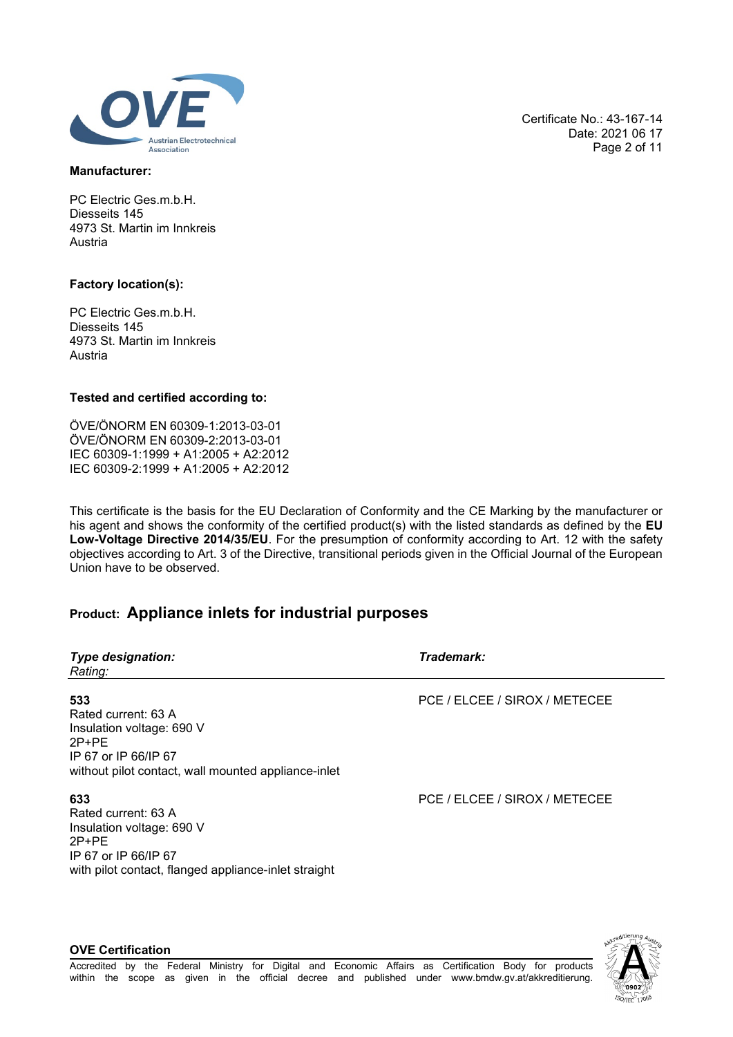Certificate No.: 43-167-14
Date: 2021 06 17

**Manufacturer:**

PC Electric Ges.m.b.H.
Diesseits 145
4973 St. Martin im Innkreis
Austria

**Factory location(s):**

PC Electric Ges.m.b.H.
Diesseits 145
4973 St. Martin im Innkreis
Austria

**Tested and certified according to:**

ÖVE/ÖNORM EN 60309-1:2013-03-01
ÖVE/ÖNORM EN 60309-2:2013-03-01
IEC 60309-1:1999 + A1:2005 + A2:2012
IEC 60309-2:1999 + A1:2005 + A2:2012

This certificate is the basis for the EU Declaration of Conformity and the CE Marking by the manufacturer or his agent and shows the conformity of the certified product(s) with the listed standards as defined by the **EU Low-Voltage Directive 2014/35/EU**. For the presumption of conformity according to Art. 12 with the safety objectives according to Art. 3 of the Directive, transitional periods given in the Official Journal of the European Union have to be observed.

## Product: Appliance inlets for industrial purposes

| ***Type designation:*** *Rating:* | ***Trademark:*** |
|---|---|
| **533** Rated current: 63 A Insulation voltage: 690 V 2P+PE IP 67 or IP 66/IP 67 without pilot contact, wall mounted appliance-inlet | PCE / ELCEE / SIROX / METECEE |
| **633** Rated current: 63 A Insulation voltage: 690 V 2P+PE IP 67 or IP 66/IP 67 with pilot contact, flanged appliance-inlet straight | PCE / ELCEE / SIROX / METECEE |

**OVE Certification**

Accredited by the Federal Ministry for Digital and Economic Affairs as Certification Body for products within the scope as given in the official decree and published under www.bmdw.gv.at/akkreditierung.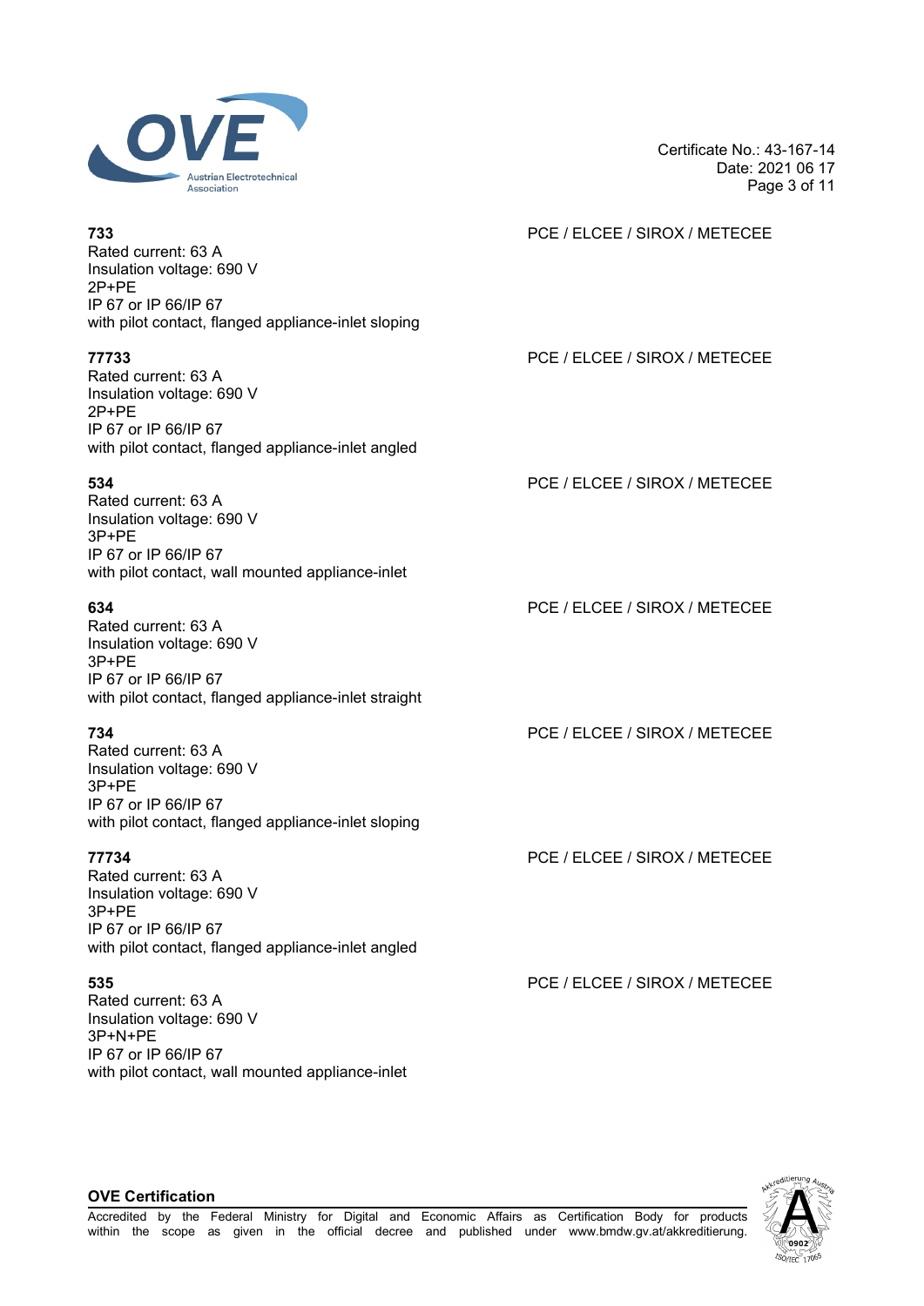**733** PCE / ELCEE / SIROX / METECEE

Rated current: 63 A
Insulation voltage: 690 V
2P+PE
IP 67 or IP 66/IP 67
with pilot contact, flanged appliance-inlet sloping

**77733** PCE / ELCEE / SIROX / METECEE

Rated current: 63 A
Insulation voltage: 690 V
2P+PE
IP 67 or IP 66/IP 67
with pilot contact, flanged appliance-inlet angled

**534** PCE / ELCEE / SIROX / METECEE

Rated current: 63 A
Insulation voltage: 690 V
3P+PE
IP 67 or IP 66/IP 67
with pilot contact, wall mounted appliance-inlet

**634** PCE / ELCEE / SIROX / METECEE

Rated current: 63 A
Insulation voltage: 690 V
3P+PE
IP 67 or IP 66/IP 67
with pilot contact, flanged appliance-inlet straight

**734** PCE / ELCEE / SIROX / METECEE

Rated current: 63 A
Insulation voltage: 690 V
3P+PE
IP 67 or IP 66/IP 67
with pilot contact, flanged appliance-inlet sloping

**77734** PCE / ELCEE / SIROX / METECEE

Rated current: 63 A
Insulation voltage: 690 V
3P+PE
IP 67 or IP 66/IP 67
with pilot contact, flanged appliance-inlet angled

**535** PCE / ELCEE / SIROX / METECEE

Rated current: 63 A
Insulation voltage: 690 V
3P+N+PE
IP 67 or IP 66/IP 67
with pilot contact, wall mounted appliance-inlet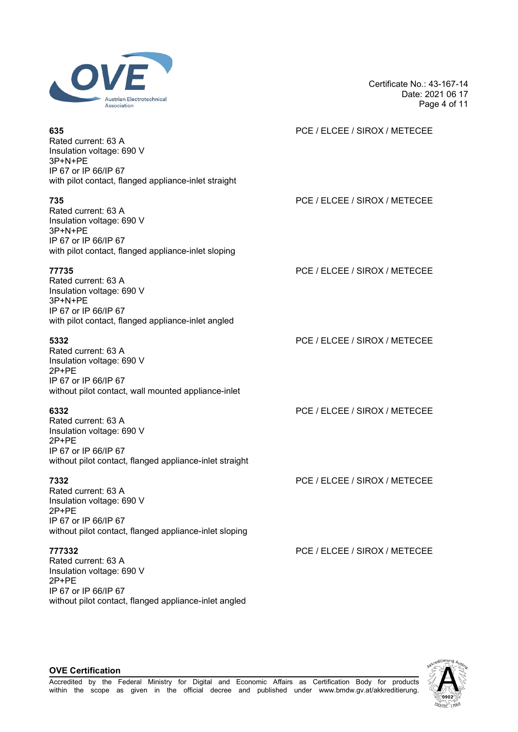**635**
Rated current: 63 A
Insulation voltage: 690 V
3P+N+PE
IP 67 or IP 66/IP 67
with pilot contact, flanged appliance-inlet straight

PCE / ELCEE / SIROX / METECEE

**735**
Rated current: 63 A
Insulation voltage: 690 V
3P+N+PE
IP 67 or IP 66/IP 67
with pilot contact, flanged appliance-inlet sloping

PCE / ELCEE / SIROX / METECEE

**77735**
Rated current: 63 A
Insulation voltage: 690 V
3P+N+PE
IP 67 or IP 66/IP 67
with pilot contact, flanged appliance-inlet angled

PCE / ELCEE / SIROX / METECEE

**5332**
Rated current: 63 A
Insulation voltage: 690 V
2P+PE
IP 67 or IP 66/IP 67
without pilot contact, wall mounted appliance-inlet

PCE / ELCEE / SIROX / METECEE

**6332**
Rated current: 63 A
Insulation voltage: 690 V
2P+PE
IP 67 or IP 66/IP 67
without pilot contact, flanged appliance-inlet straight

PCE / ELCEE / SIROX / METECEE

**7332**
Rated current: 63 A
Insulation voltage: 690 V
2P+PE
IP 67 or IP 66/IP 67
without pilot contact, flanged appliance-inlet sloping

PCE / ELCEE / SIROX / METECEE

**777332**
Rated current: 63 A
Insulation voltage: 690 V
2P+PE
IP 67 or IP 66/IP 67
without pilot contact, flanged appliance-inlet angled

PCE / ELCEE / SIROX / METECEE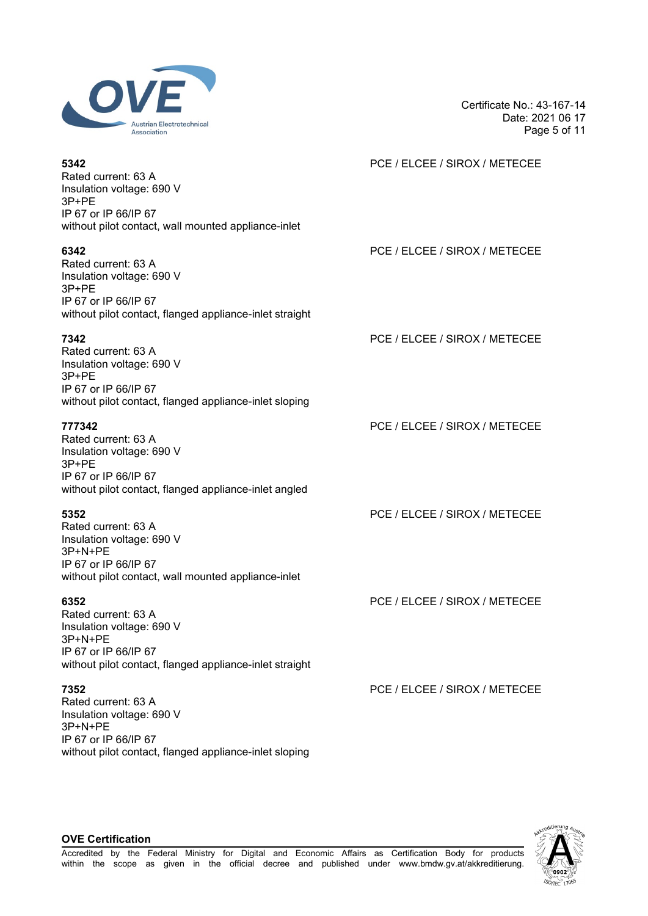**5342** PCE / ELCEE / SIROX / METECEE
Rated current: 63 A
Insulation voltage: 690 V
3P+PE
IP 67 or IP 66/IP 67
without pilot contact, wall mounted appliance-inlet

**6342** PCE / ELCEE / SIROX / METECEE
Rated current: 63 A
Insulation voltage: 690 V
3P+PE
IP 67 or IP 66/IP 67
without pilot contact, flanged appliance-inlet straight

**7342** PCE / ELCEE / SIROX / METECEE
Rated current: 63 A
Insulation voltage: 690 V
3P+PE
IP 67 or IP 66/IP 67
without pilot contact, flanged appliance-inlet sloping

**777342** PCE / ELCEE / SIROX / METECEE
Rated current: 63 A
Insulation voltage: 690 V
3P+PE
IP 67 or IP 66/IP 67
without pilot contact, flanged appliance-inlet angled

**5352** PCE / ELCEE / SIROX / METECEE
Rated current: 63 A
Insulation voltage: 690 V
3P+N+PE
IP 67 or IP 66/IP 67
without pilot contact, wall mounted appliance-inlet

**6352** PCE / ELCEE / SIROX / METECEE
Rated current: 63 A
Insulation voltage: 690 V
3P+N+PE
IP 67 or IP 66/IP 67
without pilot contact, flanged appliance-inlet straight

**7352** PCE / ELCEE / SIROX / METECEE
Rated current: 63 A
Insulation voltage: 690 V
3P+N+PE
IP 67 or IP 66/IP 67
without pilot contact, flanged appliance-inlet sloping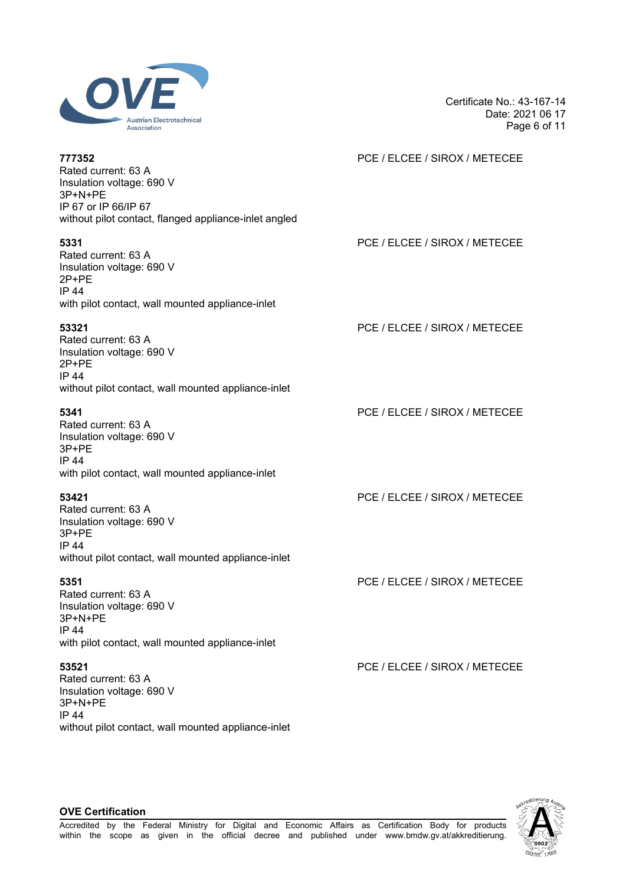**777352** PCE / ELCEE / SIROX / METECEE

Rated current: 63 A
Insulation voltage: 690 V
3P+N+PE
IP 67 or IP 66/IP 67
without pilot contact, flanged appliance-inlet angled

**5331** PCE / ELCEE / SIROX / METECEE

Rated current: 63 A
Insulation voltage: 690 V
2P+PE
IP 44
with pilot contact, wall mounted appliance-inlet

**53321** PCE / ELCEE / SIROX / METECEE

Rated current: 63 A
Insulation voltage: 690 V
2P+PE
IP 44
without pilot contact, wall mounted appliance-inlet

**5341** PCE / ELCEE / SIROX / METECEE

Rated current: 63 A
Insulation voltage: 690 V
3P+PE
IP 44
with pilot contact, wall mounted appliance-inlet

**53421** PCE / ELCEE / SIROX / METECEE

Rated current: 63 A
Insulation voltage: 690 V
3P+PE
IP 44
without pilot contact, wall mounted appliance-inlet

**5351** PCE / ELCEE / SIROX / METECEE

Rated current: 63 A
Insulation voltage: 690 V
3P+N+PE
IP 44
with pilot contact, wall mounted appliance-inlet

**53521** PCE / ELCEE / SIROX / METECEE

Rated current: 63 A
Insulation voltage: 690 V
3P+N+PE
IP 44
without pilot contact, wall mounted appliance-inlet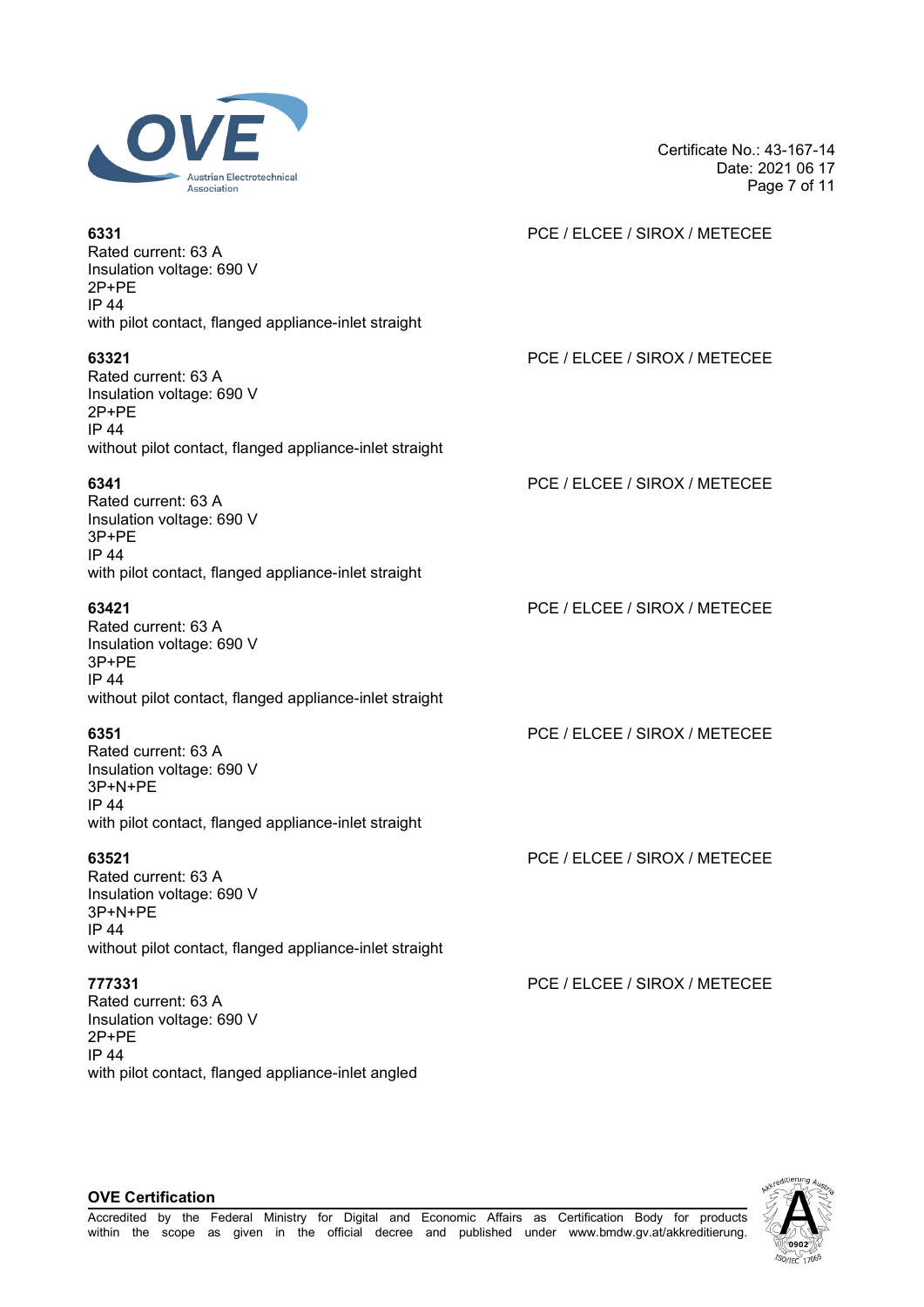**6331** PCE / ELCEE / SIROX / METECEE

Rated current: 63 A
Insulation voltage: 690 V
2P+PE
IP 44
with pilot contact, flanged appliance-inlet straight

**63321** PCE / ELCEE / SIROX / METECEE

Rated current: 63 A
Insulation voltage: 690 V
2P+PE
IP 44
without pilot contact, flanged appliance-inlet straight

**6341** PCE / ELCEE / SIROX / METECEE

Rated current: 63 A
Insulation voltage: 690 V
3P+PE
IP 44
with pilot contact, flanged appliance-inlet straight

**63421** PCE / ELCEE / SIROX / METECEE

Rated current: 63 A
Insulation voltage: 690 V
3P+PE
IP 44
without pilot contact, flanged appliance-inlet straight

**6351** PCE / ELCEE / SIROX / METECEE

Rated current: 63 A
Insulation voltage: 690 V
3P+N+PE
IP 44
with pilot contact, flanged appliance-inlet straight

**63521** PCE / ELCEE / SIROX / METECEE

Rated current: 63 A
Insulation voltage: 690 V
3P+N+PE
IP 44
without pilot contact, flanged appliance-inlet straight

**777331** PCE / ELCEE / SIROX / METECEE

Rated current: 63 A
Insulation voltage: 690 V
2P+PE
IP 44
with pilot contact, flanged appliance-inlet angled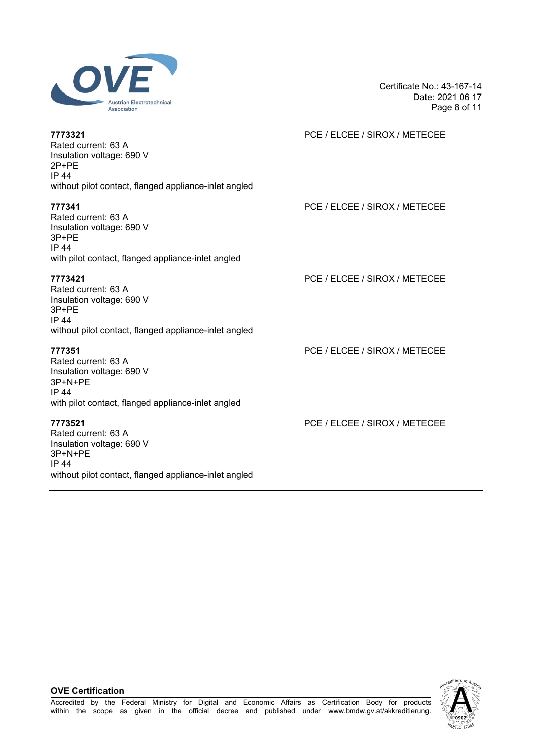**7773321** PCE / ELCEE / SIROX / METECEE

Rated current: 63 A
Insulation voltage: 690 V
2P+PE
IP 44
without pilot contact, flanged appliance-inlet angled

**777341** PCE / ELCEE / SIROX / METECEE

Rated current: 63 A
Insulation voltage: 690 V
3P+PE
IP 44
with pilot contact, flanged appliance-inlet angled

**7773421** PCE / ELCEE / SIROX / METECEE

Rated current: 63 A
Insulation voltage: 690 V
3P+PE
IP 44
without pilot contact, flanged appliance-inlet angled

**777351** PCE / ELCEE / SIROX / METECEE

Rated current: 63 A
Insulation voltage: 690 V
3P+N+PE
IP 44
with pilot contact, flanged appliance-inlet angled

**7773521** PCE / ELCEE / SIROX / METECEE

Rated current: 63 A
Insulation voltage: 690 V
3P+N+PE
IP 44
without pilot contact, flanged appliance-inlet angled

---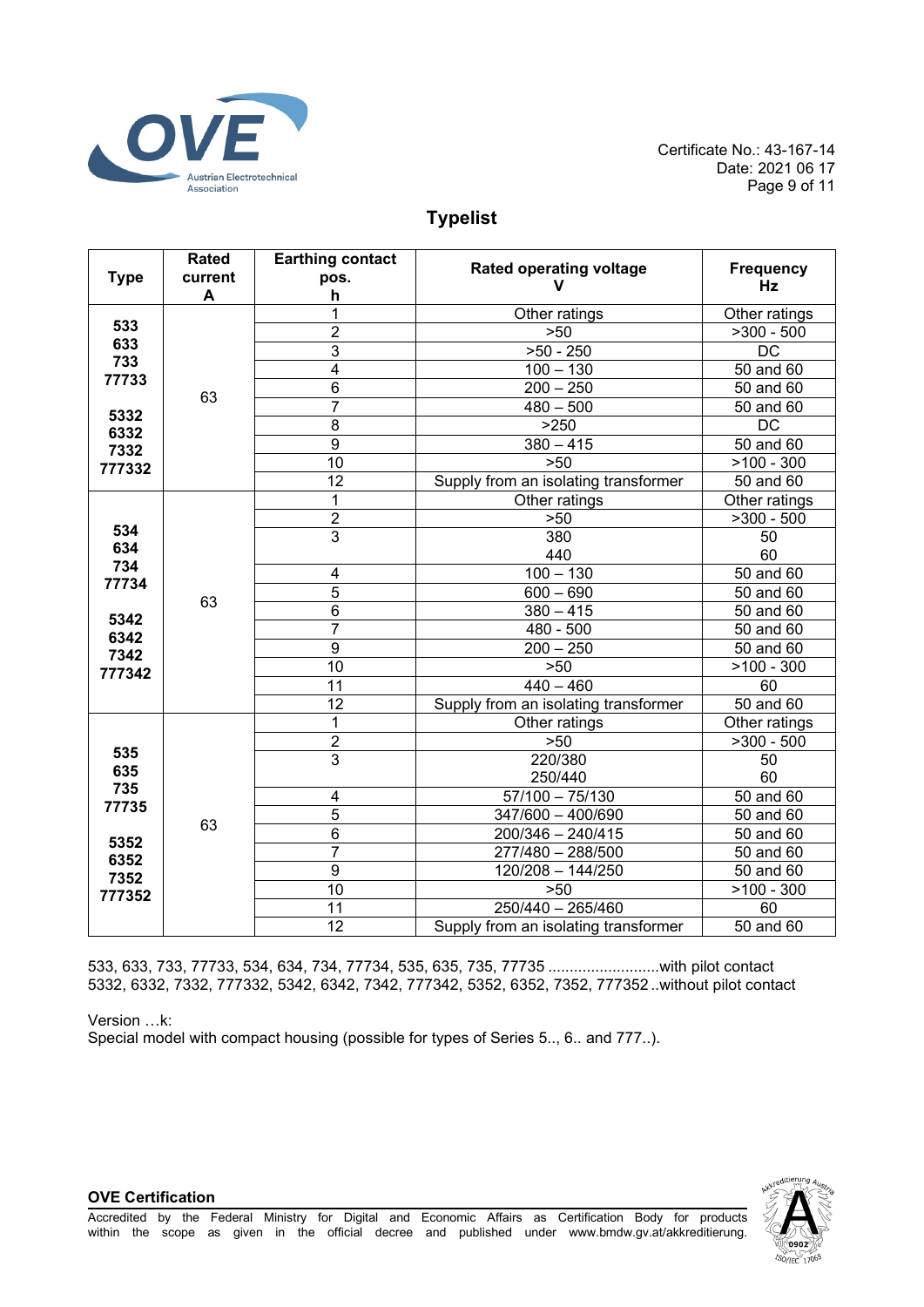Certificate No.: 43-167-14
Date: 2021 06 17

## Typelist

| Type | Rated current A | Earthing contact pos. h | Rated operating voltage V | Frequency Hz |
|---|---|---|---|---|
| 533<br>633<br>733<br>77733<br><br>5332<br>6332<br>7332<br>777332 | 63 | 1 | Other ratings | Other ratings |
| | | 2 | >50 | >300 - 500 |
| | | 3 | >50 - 250 | DC |
| | | 4 | 100 – 130 | 50 and 60 |
| | | 6 | 200 – 250 | 50 and 60 |
| | | 7 | 480 – 500 | 50 and 60 |
| | | 8 | >250 | DC |
| | | 9 | 380 – 415 | 50 and 60 |
| | | 10 | >50 | >100 - 300 |
| | | 12 | Supply from an isolating transformer | 50 and 60 |
| 534<br>634<br>734<br>77734<br><br>5342<br>6342<br>7342<br>777342 | 63 | 1 | Other ratings | Other ratings |
| | | 2 | >50 | >300 - 500 |
| | | 3 | 380<br>440 | 50<br>60 |
| | | 4 | 100 – 130 | 50 and 60 |
| | | 5 | 600 – 690 | 50 and 60 |
| | | 6 | 380 – 415 | 50 and 60 |
| | | 7 | 480 - 500 | 50 and 60 |
| | | 9 | 200 – 250 | 50 and 60 |
| | | 10 | >50 | >100 - 300 |
| | | 11 | 440 – 460 | 60 |
| | | 12 | Supply from an isolating transformer | 50 and 60 |
| 535<br>635<br>735<br>77735<br><br>5352<br>6352<br>7352<br>777352 | 63 | 1 | Other ratings | Other ratings |
| | | 2 | >50 | >300 - 500 |
| | | 3 | 220/380<br>250/440 | 50<br>60 |
| | | 4 | 57/100 – 75/130 | 50 and 60 |
| | | 5 | 347/600 – 400/690 | 50 and 60 |
| | | 6 | 200/346 – 240/415 | 50 and 60 |
| | | 7 | 277/480 – 288/500 | 50 and 60 |
| | | 9 | 120/208 – 144/250 | 50 and 60 |
| | | 10 | >50 | >100 - 300 |
| | | 11 | 250/440 – 265/460 | 60 |
| | | 12 | Supply from an isolating transformer | 50 and 60 |

533, 633, 733, 77733, 534, 634, 734, 77734, 535, 635, 735, 77735 ..........................with pilot contact
5332, 6332, 7332, 777332, 5342, 6342, 7342, 777342, 5352, 6352, 7352, 777352 ..without pilot contact

Version …k:
Special model with compact housing (possible for types of Series 5.., 6.. and 777..).

**OVE Certification**
Accredited by the Federal Ministry for Digital and Economic Affairs as Certification Body for products within the scope as given in the official decree and published under www.bmdw.gv.at/akkreditierung.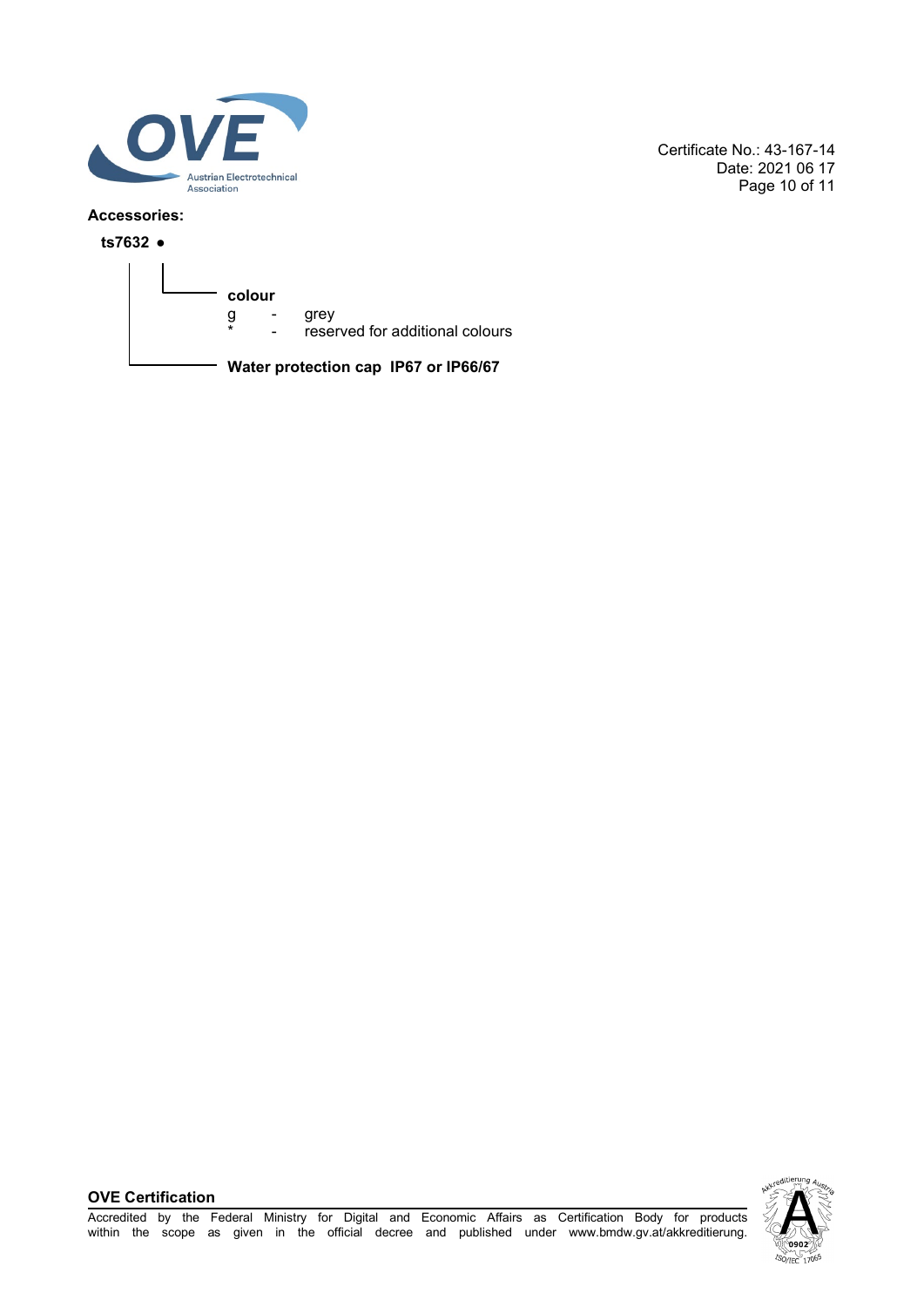**Accessories:**

**ts7632 ●**

- **colour**
  - g - grey
  - * - reserved for additional colours
- **Water protection cap IP67 or IP66/67**

**OVE Certification**

Accredited by the Federal Ministry for Digital and Economic Affairs as Certification Body for products within the scope as given in the official decree and published under www.bmdw.gv.at/akkreditierung.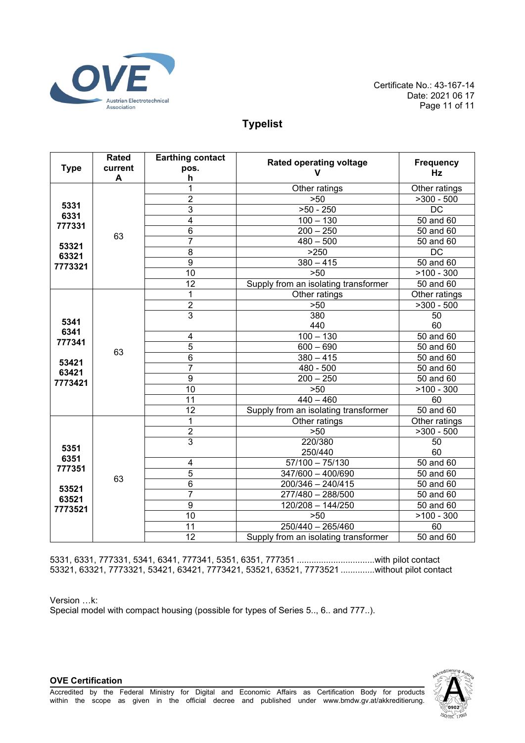## Typelist

| Type | Rated current<br>A | Earthing contact pos.<br>h | Rated operating voltage<br>V | Frequency<br>Hz |
|---|---|---|---|---|
| 5331<br>6331<br>777331<br><br>53321<br>63321<br>7773321 | 63 | 1 | Other ratings | Other ratings |
| | | 2 | >50 | >300 - 500 |
| | | 3 | >50 - 250 | DC |
| | | 4 | 100 – 130 | 50 and 60 |
| | | 6 | 200 – 250 | 50 and 60 |
| | | 7 | 480 – 500 | 50 and 60 |
| | | 8 | >250 | DC |
| | | 9 | 380 – 415 | 50 and 60 |
| | | 10 | >50 | >100 - 300 |
| | | 12 | Supply from an isolating transformer | 50 and 60 |
| 5341<br>6341<br>777341<br><br>53421<br>63421<br>7773421 | 63 | 1 | Other ratings | Other ratings |
| | | 2 | >50 | >300 - 500 |
| | | 3 | 380<br>440 | 50<br>60 |
| | | 4 | 100 – 130 | 50 and 60 |
| | | 5 | 600 – 690 | 50 and 60 |
| | | 6 | 380 – 415 | 50 and 60 |
| | | 7 | 480 - 500 | 50 and 60 |
| | | 9 | 200 – 250 | 50 and 60 |
| | | 10 | >50 | >100 - 300 |
| | | 11 | 440 – 460 | 60 |
| | | 12 | Supply from an isolating transformer | 50 and 60 |
| 5351<br>6351<br>777351<br><br>53521<br>63521<br>7773521 | 63 | 1 | Other ratings | Other ratings |
| | | 2 | >50 | >300 - 500 |
| | | 3 | 220/380<br>250/440 | 50<br>60 |
| | | 4 | 57/100 – 75/130 | 50 and 60 |
| | | 5 | 347/600 – 400/690 | 50 and 60 |
| | | 6 | 200/346 – 240/415 | 50 and 60 |
| | | 7 | 277/480 – 288/500 | 50 and 60 |
| | | 9 | 120/208 – 144/250 | 50 and 60 |
| | | 10 | >50 | >100 - 300 |
| | | 11 | 250/440 – 265/460 | 60 |
| | | 12 | Supply from an isolating transformer | 50 and 60 |

5331, 6331, 777331, 5341, 6341, 777341, 5351, 6351, 777351 ................................with pilot contact
53321, 63321, 7773321, 53421, 63421, 7773421, 53521, 63521, 7773521 .............without pilot contact

Version …k:
Special model with compact housing (possible for types of Series 5.., 6.. and 777..).

**OVE Certification**
Accredited by the Federal Ministry for Digital and Economic Affairs as Certification Body for products within the scope as given in the official decree and published under www.bmdw.gv.at/akkreditierung.